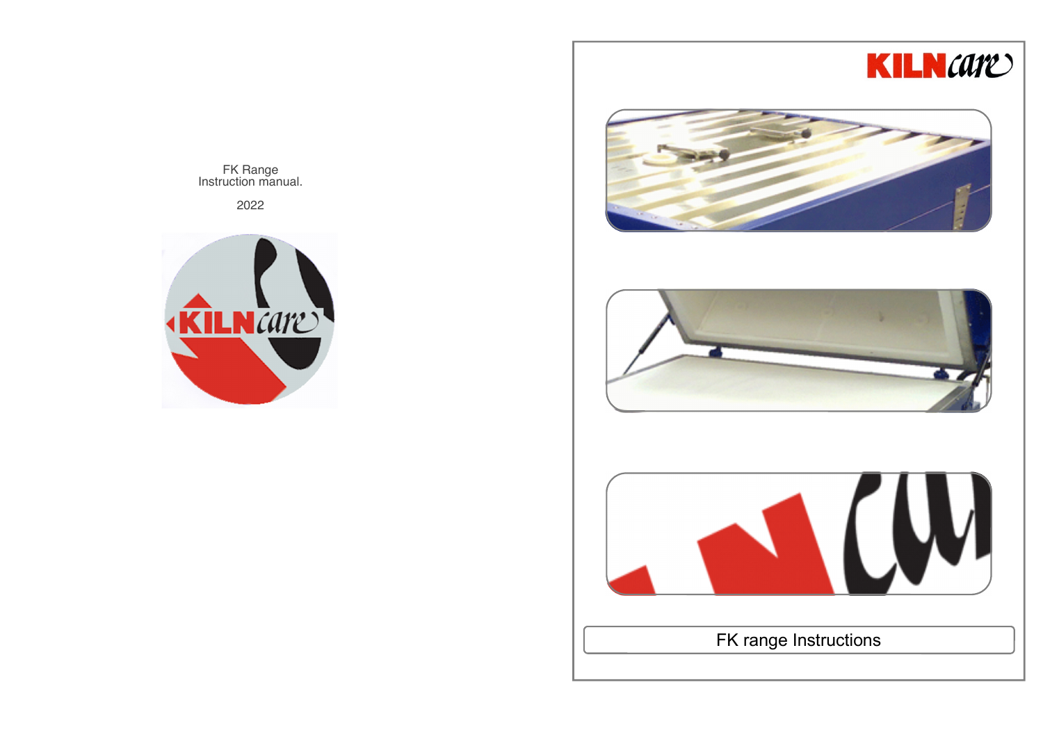FK Range
Instruction manual.

2022

KILNcare

FK range Instructions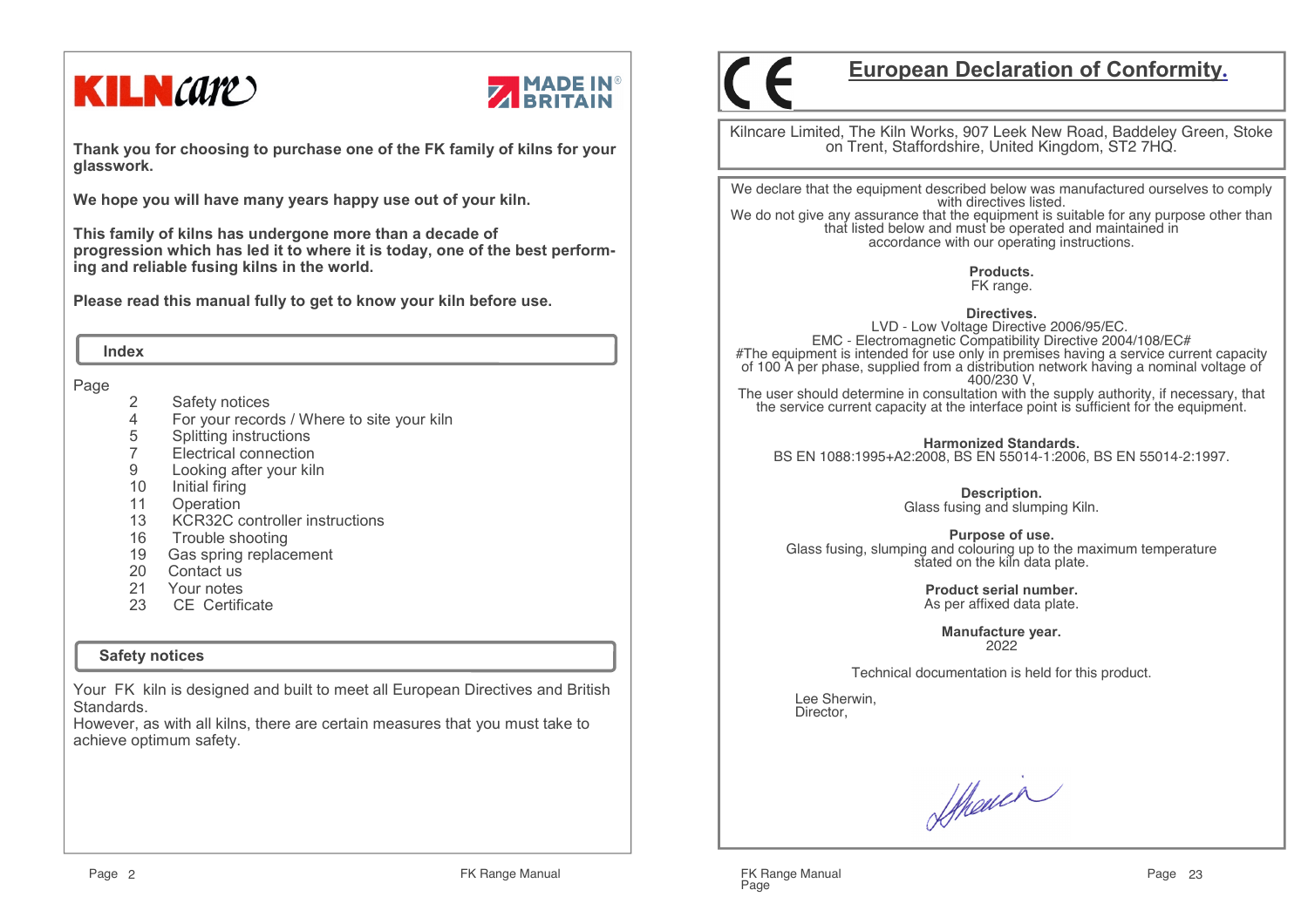# KILNcare

MADE IN BRITAIN

**Thank you for choosing to purchase one of the FK family of kilns for your glasswork.**

**We hope you will have many years happy use out of your kiln.**

**This family of kilns has undergone more than a decade of progression which has led it to where it is today, one of the best performing and reliable fusing kilns in the world.**

**Please read this manual fully to get to know your kiln before use.**

## Index

| Page | |
|---|---|
| 2 | Safety notices |
| 4 | For your records / Where to site your kiln |
| 5 | Splitting instructions |
| 7 | Electrical connection |
| 9 | Looking after your kiln |
| 10 | Initial firing |
| 11 | Operation |
| 13 | KCR32C controller instructions |
| 16 | Trouble shooting |
| 19 | Gas spring replacement |
| 20 | Contact us |
| 21 | Your notes |
| 23 | CE Certificate |

## Safety notices

Your FK kiln is designed and built to meet all European Directives and British Standards.
However, as with all kilns, there are certain measures that you must take to achieve optimum safety.

# CE European Declaration of Conformity.

Kilncare Limited, The Kiln Works, 907 Leek New Road, Baddeley Green, Stoke on Trent, Staffordshire, United Kingdom, ST2 7HQ.

We declare that the equipment described below was manufactured ourselves to comply with directives listed.
We do not give any assurance that the equipment is suitable for any purpose other than that listed below and must be operated and maintained in accordance with our operating instructions.

**Products.**
FK range.

**Directives.**
LVD - Low Voltage Directive 2006/95/EC.
EMC - Electromagnetic Compatibility Directive 2004/108/EC#
#The equipment is intended for use only in premises having a service current capacity of 100 A per phase, supplied from a distribution network having a nominal voltage of 400/230 V,
The user should determine in consultation with the supply authority, if necessary, that the service current capacity at the interface point is sufficient for the equipment.

**Harmonized Standards.**
BS EN 1088:1995+A2:2008, BS EN 55014-1:2006, BS EN 55014-2:1997.

**Description.**
Glass fusing and slumping Kiln.

**Purpose of use.**
Glass fusing, slumping and colouring up to the maximum temperature stated on the kiln data plate.

**Product serial number.**
As per affixed data plate.

**Manufacture year.**
2022

Technical documentation is held for this product.

Lee Sherwin,
Director,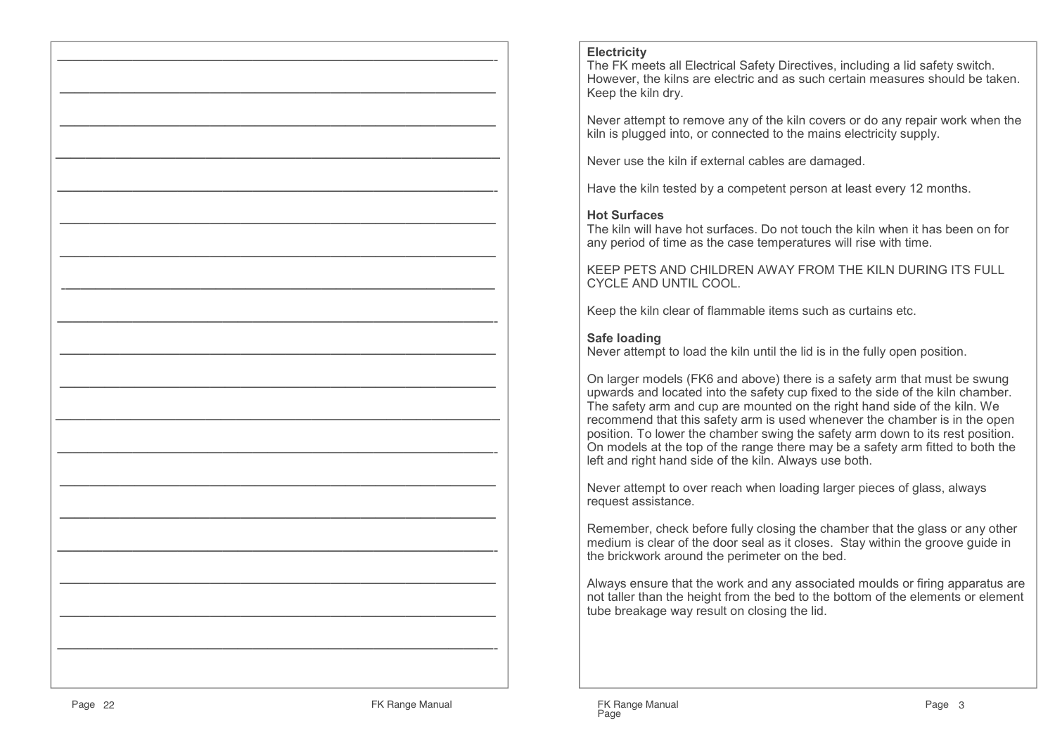**Electricity**
The FK meets all Electrical Safety Directives, including a lid safety switch. However, the kilns are electric and as such certain measures should be taken. Keep the kiln dry.

Never attempt to remove any of the kiln covers or do any repair work when the kiln is plugged into, or connected to the mains electricity supply.

Never use the kiln if external cables are damaged.

Have the kiln tested by a competent person at least every 12 months.

**Hot Surfaces**
The kiln will have hot surfaces. Do not touch the kiln when it has been on for any period of time as the case temperatures will rise with time.

KEEP PETS AND CHILDREN AWAY FROM THE KILN DURING ITS FULL CYCLE AND UNTIL COOL.

Keep the kiln clear of flammable items such as curtains etc.

**Safe loading**
Never attempt to load the kiln until the lid is in the fully open position.

On larger models (FK6 and above) there is a safety arm that must be swung upwards and located into the safety cup fixed to the side of the kiln chamber. The safety arm and cup are mounted on the right hand side of the kiln. We recommend that this safety arm is used whenever the chamber is in the open position. To lower the chamber swing the safety arm down to its rest position. On models at the top of the range there may be a safety arm fitted to both the left and right hand side of the kiln. Always use both.

Never attempt to over reach when loading larger pieces of glass, always request assistance.

Remember, check before fully closing the chamber that the glass or any other medium is clear of the door seal as it closes. Stay within the groove guide in the brickwork around the perimeter on the bed.

Always ensure that the work and any associated moulds or firing apparatus are not taller than the height from the bed to the bottom of the elements or element tube breakage way result on closing the lid.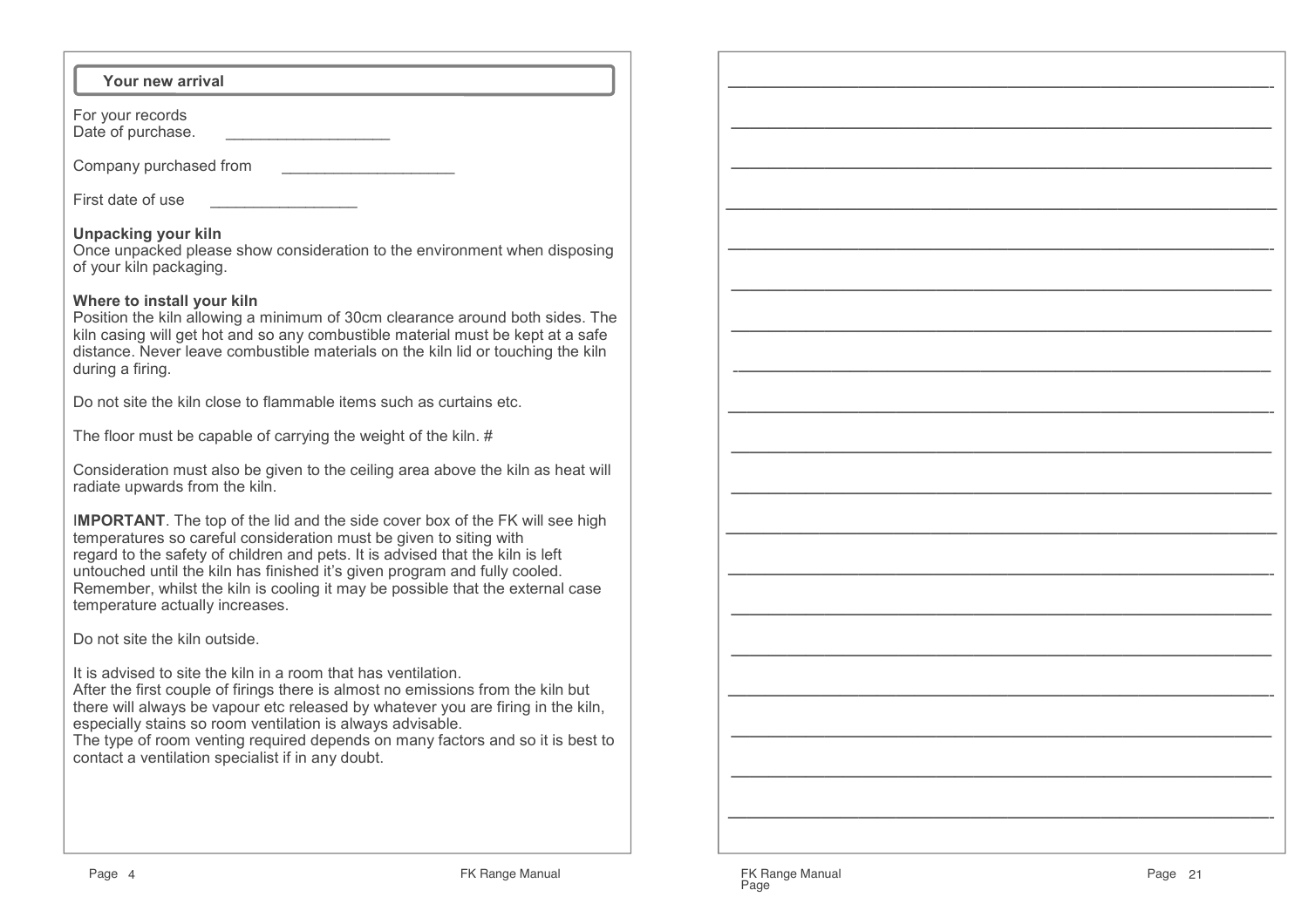## Your new arrival

For your records
Date of purchase. ___________________

Company purchased from ____________________

First date of use _________________

**Unpacking your kiln**
Once unpacked please show consideration to the environment when disposing of your kiln packaging.

**Where to install your kiln**
Position the kiln allowing a minimum of 30cm clearance around both sides. The kiln casing will get hot and so any combustible material must be kept at a safe distance. Never leave combustible materials on the kiln lid or touching the kiln during a firing.

Do not site the kiln close to flammable items such as curtains etc.

The floor must be capable of carrying the weight of the kiln. #

Consideration must also be given to the ceiling area above the kiln as heat will radiate upwards from the kiln.

I**MPORTANT**. The top of the lid and the side cover box of the FK will see high temperatures so careful consideration must be given to siting with regard to the safety of children and pets. It is advised that the kiln is left untouched until the kiln has finished it's given program and fully cooled. Remember, whilst the kiln is cooling it may be possible that the external case temperature actually increases.

Do not site the kiln outside.

It is advised to site the kiln in a room that has ventilation.
After the first couple of firings there is almost no emissions from the kiln but there will always be vapour etc released by whatever you are firing in the kiln, especially stains so room ventilation is always advisable.
The type of room venting required depends on many factors and so it is best to contact a ventilation specialist if in any doubt.

_______________________________________________________________

_______________________________________________________________

_______________________________________________________________

_______________________________________________________________

_______________________________________________________________

_______________________________________________________________

_______________________________________________________________

_______________________________________________________________

_______________________________________________________________

_______________________________________________________________

_______________________________________________________________

_______________________________________________________________

_______________________________________________________________

_______________________________________________________________

_______________________________________________________________

_______________________________________________________________

_______________________________________________________________

_______________________________________________________________

_______________________________________________________________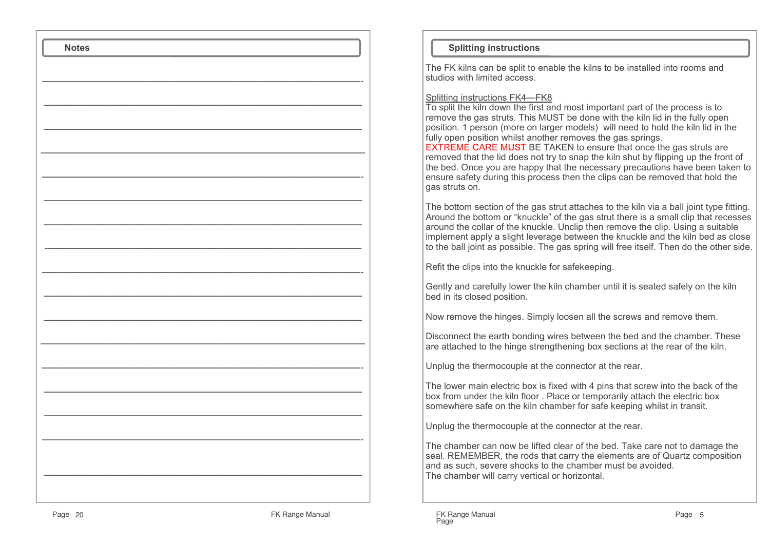## Notes

## Splitting instructions

The FK kilns can be split to enable the kilns to be installed into rooms and studios with limited access.

Splitting instructions FK4—FK8

To split the kiln down the first and most important part of the process is to remove the gas struts. This MUST be done with the kiln lid in the fully open position. 1 person (more on larger models) will need to hold the kiln lid in the fully open position whilst another removes the gas springs.
EXTREME CARE MUST BE TAKEN to ensure that once the gas struts are removed that the lid does not try to snap the kiln shut by flipping up the front of the bed. Once you are happy that the necessary precautions have been taken to ensure safety during this process then the clips can be removed that hold the gas struts on.

The bottom section of the gas strut attaches to the kiln via a ball joint type fitting. Around the bottom or “knuckle” of the gas strut there is a small clip that recesses around the collar of the knuckle. Unclip then remove the clip. Using a suitable implement apply a slight leverage between the knuckle and the kiln bed as close to the ball joint as possible. The gas spring will free itself. Then do the other side.

Refit the clips into the knuckle for safekeeping.

Gently and carefully lower the kiln chamber until it is seated safely on the kiln bed in its closed position.

Now remove the hinges. Simply loosen all the screws and remove them.

Disconnect the earth bonding wires between the bed and the chamber. These are attached to the hinge strengthening box sections at the rear of the kiln.

Unplug the thermocouple at the connector at the rear.

The lower main electric box is fixed with 4 pins that screw into the back of the box from under the kiln floor . Place or temporarily attach the electric box somewhere safe on the kiln chamber for safe keeping whilst in transit.

Unplug the thermocouple at the connector at the rear.

The chamber can now be lifted clear of the bed. Take care not to damage the seal. REMEMBER, the rods that carry the elements are of Quartz composition and as such, severe shocks to the chamber must be avoided.
The chamber will carry vertical or horizontal.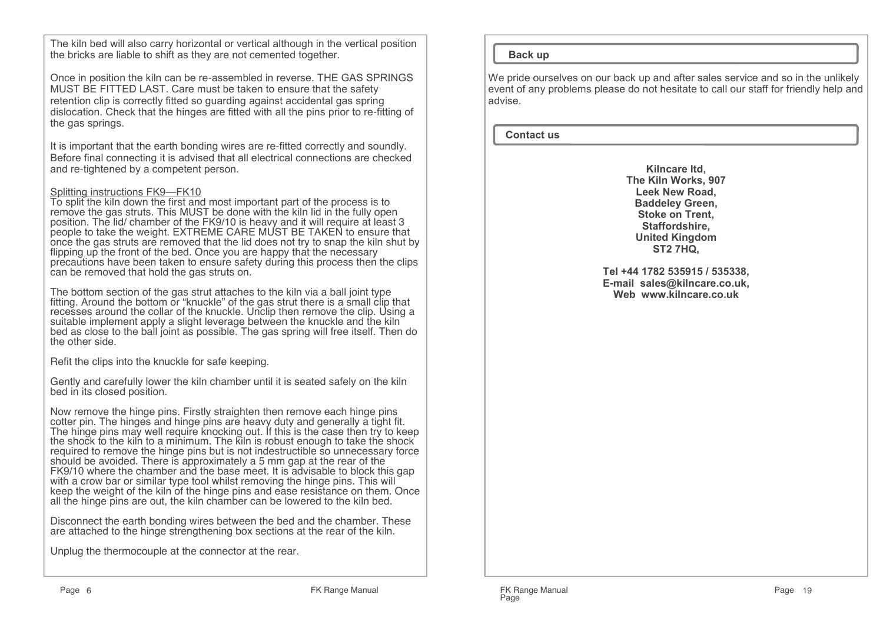The kiln bed will also carry horizontal or vertical although in the vertical position the bricks are liable to shift as they are not cemented together.

Once in position the kiln can be re-assembled in reverse. THE GAS SPRINGS MUST BE FITTED LAST. Care must be taken to ensure that the safety retention clip is correctly fitted so guarding against accidental gas spring dislocation. Check that the hinges are fitted with all the pins prior to re-fitting of the gas springs.

It is important that the earth bonding wires are re-fitted correctly and soundly. Before final connecting it is advised that all electrical connections are checked and re-tightened by a competent person.

Splitting instructions FK9—FK10

To split the kiln down the first and most important part of the process is to remove the gas struts. This MUST be done with the kiln lid in the fully open position. The lid/ chamber of the FK9/10 is heavy and it will require at least 3 people to take the weight. EXTREME CARE MUST BE TAKEN to ensure that once the gas struts are removed that the lid does not try to snap the kiln shut by flipping up the front of the bed. Once you are happy that the necessary precautions have been taken to ensure safety during this process then the clips can be removed that hold the gas struts on.

The bottom section of the gas strut attaches to the kiln via a ball joint type fitting. Around the bottom or "knuckle" of the gas strut there is a small clip that recesses around the collar of the knuckle. Unclip then remove the clip. Using a suitable implement apply a slight leverage between the knuckle and the kiln bed as close to the ball joint as possible. The gas spring will free itself. Then do the other side.

Refit the clips into the knuckle for safe keeping.

Gently and carefully lower the kiln chamber until it is seated safely on the kiln bed in its closed position.

Now remove the hinge pins. Firstly straighten then remove each hinge pins cotter pin. The hinges and hinge pins are heavy duty and generally a tight fit. The hinge pins may well require knocking out. If this is the case then try to keep the shock to the kiln to a minimum. The kiln is robust enough to take the shock required to remove the hinge pins but is not indestructible so unnecessary force should be avoided. There is approximately a 5 mm gap at the rear of the FK9/10 where the chamber and the base meet. It is advisable to block this gap with a crow bar or similar type tool whilst removing the hinge pins. This will keep the weight of the kiln of the hinge pins and ease resistance on them. Once all the hinge pins are out, the kiln chamber can be lowered to the kiln bed.

Disconnect the earth bonding wires between the bed and the chamber. These are attached to the hinge strengthening box sections at the rear of the kiln.

Unplug the thermocouple at the connector at the rear.

## Back up

We pride ourselves on our back up and after sales service and so in the unlikely event of any problems please do not hesitate to call our staff for friendly help and advise.

## Contact us

**Kilncare ltd,**
**The Kiln Works, 907**
**Leek New Road,**
**Baddeley Green,**
**Stoke on Trent,**
**Staffordshire,**
**United Kingdom**
**ST2 7HQ,**

**Tel +44 1782 535915 / 535338,**
**E-mail sales@kilncare.co.uk,**
**Web www.kilncare.co.uk**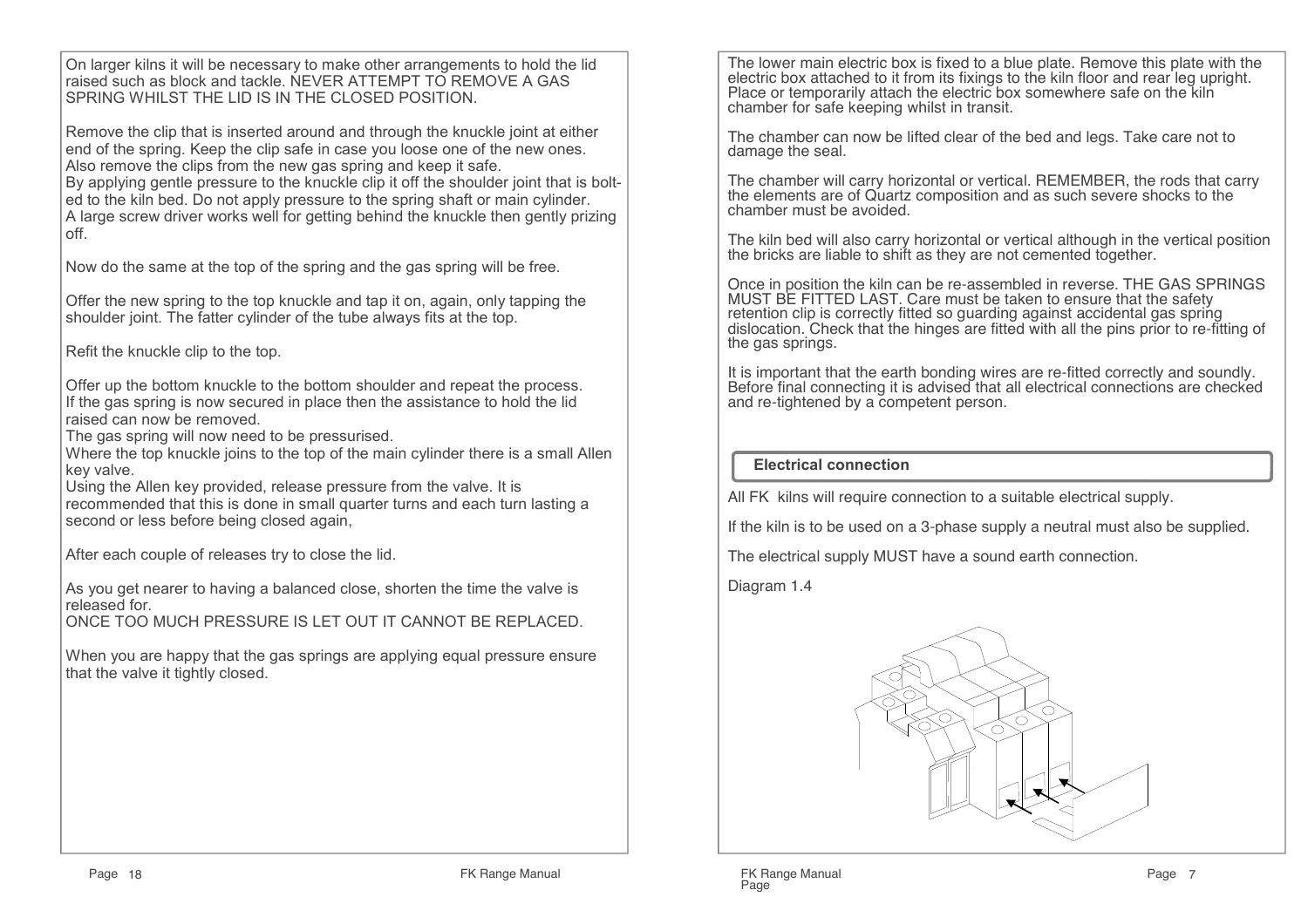On larger kilns it will be necessary to make other arrangements to hold the lid raised such as block and tackle. NEVER ATTEMPT TO REMOVE A GAS SPRING WHILST THE LID IS IN THE CLOSED POSITION.

Remove the clip that is inserted around and through the knuckle joint at either end of the spring. Keep the clip safe in case you loose one of the new ones. Also remove the clips from the new gas spring and keep it safe.
By applying gentle pressure to the knuckle clip it off the shoulder joint that is bolted to the kiln bed. Do not apply pressure to the spring shaft or main cylinder.
A large screw driver works well for getting behind the knuckle then gently prizing off.

Now do the same at the top of the spring and the gas spring will be free.

Offer the new spring to the top knuckle and tap it on, again, only tapping the shoulder joint. The fatter cylinder of the tube always fits at the top.

Refit the knuckle clip to the top.

Offer up the bottom knuckle to the bottom shoulder and repeat the process.
If the gas spring is now secured in place then the assistance to hold the lid raised can now be removed.
The gas spring will now need to be pressurised.
Where the top knuckle joins to the top of the main cylinder there is a small Allen key valve.
Using the Allen key provided, release pressure from the valve. It is recommended that this is done in small quarter turns and each turn lasting a second or less before being closed again,

After each couple of releases try to close the lid.

As you get nearer to having a balanced close, shorten the time the valve is released for.
ONCE TOO MUCH PRESSURE IS LET OUT IT CANNOT BE REPLACED.

When you are happy that the gas springs are applying equal pressure ensure that the valve it tightly closed.

The lower main electric box is fixed to a blue plate. Remove this plate with the electric box attached to it from its fixings to the kiln floor and rear leg upright. Place or temporarily attach the electric box somewhere safe on the kiln chamber for safe keeping whilst in transit.

The chamber can now be lifted clear of the bed and legs. Take care not to damage the seal.

The chamber will carry horizontal or vertical. REMEMBER, the rods that carry the elements are of Quartz composition and as such severe shocks to the chamber must be avoided.

The kiln bed will also carry horizontal or vertical although in the vertical position the bricks are liable to shift as they are not cemented together.

Once in position the kiln can be re-assembled in reverse. THE GAS SPRINGS MUST BE FITTED LAST. Care must be taken to ensure that the safety retention clip is correctly fitted so guarding against accidental gas spring dislocation. Check that the hinges are fitted with all the pins prior to re-fitting of the gas springs.

It is important that the earth bonding wires are re-fitted correctly and soundly. Before final connecting it is advised that all electrical connections are checked and re-tightened by a competent person.

## Electrical connection

All FK kilns will require connection to a suitable electrical supply.

If the kiln is to be used on a 3-phase supply a neutral must also be supplied.

The electrical supply MUST have a sound earth connection.

Diagram 1.4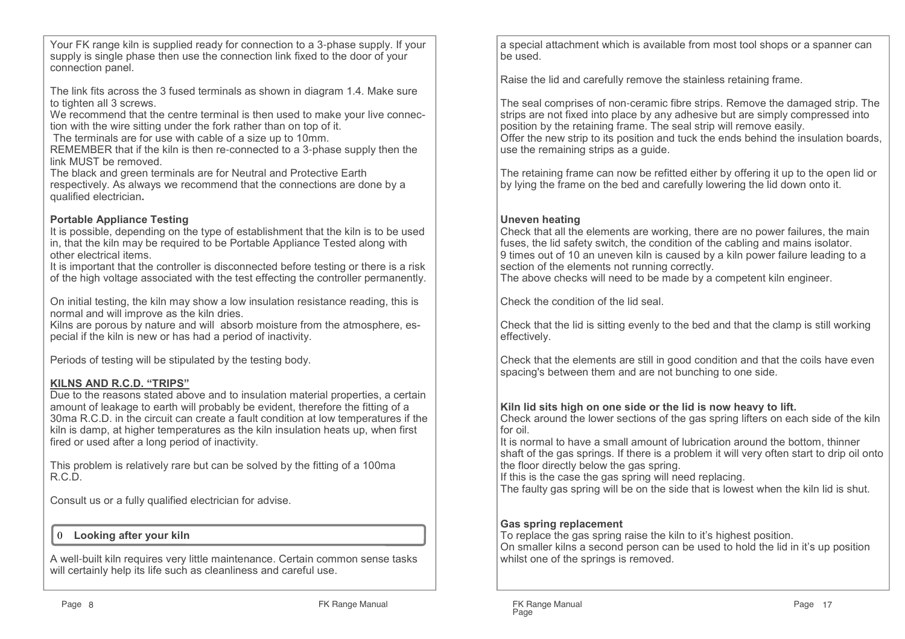Your FK range kiln is supplied ready for connection to a 3-phase supply. If your supply is single phase then use the connection link fixed to the door of your connection panel.

The link fits across the 3 fused terminals as shown in diagram 1.4. Make sure to tighten all 3 screws.
We recommend that the centre terminal is then used to make your live connection with the wire sitting under the fork rather than on top of it.
The terminals are for use with cable of a size up to 10mm.
REMEMBER that if the kiln is then re-connected to a 3-phase supply then the link MUST be removed.
The black and green terminals are for Neutral and Protective Earth respectively. As always we recommend that the connections are done by a qualified electrician**.**

**Portable Appliance Testing**
It is possible, depending on the type of establishment that the kiln is to be used in, that the kiln may be required to be Portable Appliance Tested along with other electrical items.
It is important that the controller is disconnected before testing or there is a risk of the high voltage associated with the test effecting the controller permanently.

On initial testing, the kiln may show a low insulation resistance reading, this is normal and will improve as the kiln dries.
Kilns are porous by nature and will absorb moisture from the atmosphere, especial if the kiln is new or has had a period of inactivity.

Periods of testing will be stipulated by the testing body.

**KILNS AND R.C.D. "TRIPS"**
Due to the reasons stated above and to insulation material properties, a certain amount of leakage to earth will probably be evident, therefore the fitting of a 30ma R.C.D. in the circuit can create a fault condition at low temperatures if the kiln is damp, at higher temperatures as the kiln insulation heats up, when first fired or used after a long period of inactivity.

This problem is relatively rare but can be solved by the fitting of a 100ma R.C.D.

Consult us or a fully qualified electrician for advise.

## 0 Looking after your kiln

A well-built kiln requires very little maintenance. Certain common sense tasks will certainly help its life such as cleanliness and careful use.

a special attachment which is available from most tool shops or a spanner can be used.

Raise the lid and carefully remove the stainless retaining frame.

The seal comprises of non-ceramic fibre strips. Remove the damaged strip. The strips are not fixed into place by any adhesive but are simply compressed into position by the retaining frame. The seal strip will remove easily.
Offer the new strip to its position and tuck the ends behind the insulation boards, use the remaining strips as a guide.

The retaining frame can now be refitted either by offering it up to the open lid or by lying the frame on the bed and carefully lowering the lid down onto it.

**Uneven heating**
Check that all the elements are working, there are no power failures, the main fuses, the lid safety switch, the condition of the cabling and mains isolator.
9 times out of 10 an uneven kiln is caused by a kiln power failure leading to a section of the elements not running correctly.
The above checks will need to be made by a competent kiln engineer.

Check the condition of the lid seal.

Check that the lid is sitting evenly to the bed and that the clamp is still working effectively.

Check that the elements are still in good condition and that the coils have even spacing's between them and are not bunching to one side.

**Kiln lid sits high on one side or the lid is now heavy to lift.**
Check around the lower sections of the gas spring lifters on each side of the kiln for oil.
It is normal to have a small amount of lubrication around the bottom, thinner shaft of the gas springs. If there is a problem it will very often start to drip oil onto the floor directly below the gas spring.
If this is the case the gas spring will need replacing.
The faulty gas spring will be on the side that is lowest when the kiln lid is shut.

**Gas spring replacement**
To replace the gas spring raise the kiln to it's highest position.
On smaller kilns a second person can be used to hold the lid in it's up position whilst one of the springs is removed.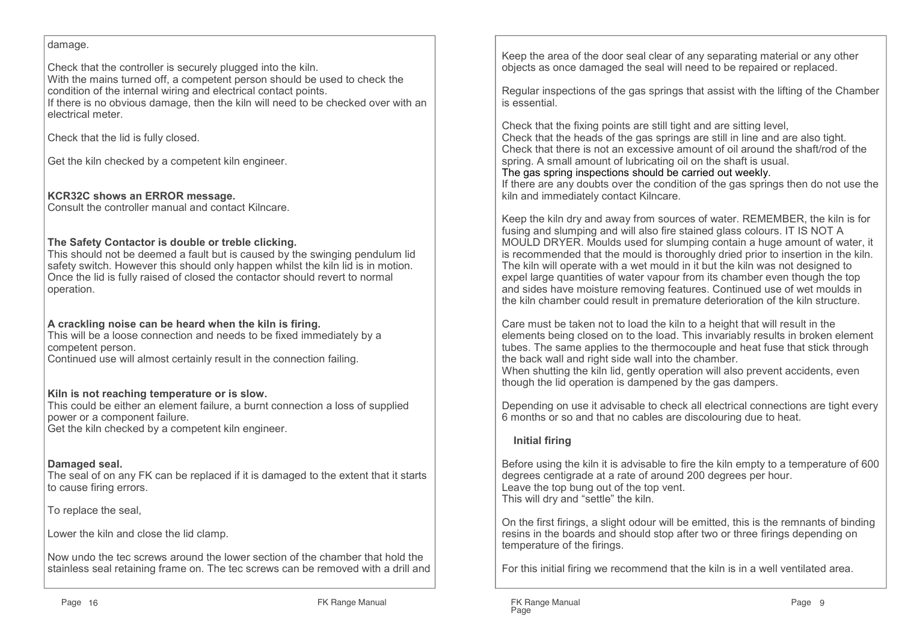damage.

Check that the controller is securely plugged into the kiln.
With the mains turned off, a competent person should be used to check the condition of the internal wiring and electrical contact points.
If there is no obvious damage, then the kiln will need to be checked over with an electrical meter.

Check that the lid is fully closed.

Get the kiln checked by a competent kiln engineer.

**KCR32C shows an ERROR message.**
Consult the controller manual and contact Kilncare.

**The Safety Contactor is double or treble clicking.**
This should not be deemed a fault but is caused by the swinging pendulum lid safety switch. However this should only happen whilst the kiln lid is in motion. Once the lid is fully raised of closed the contactor should revert to normal operation.

**A crackling noise can be heard when the kiln is firing.**
This will be a loose connection and needs to be fixed immediately by a competent person.
Continued use will almost certainly result in the connection failing.

**Kiln is not reaching temperature or is slow.**
This could be either an element failure, a burnt connection a loss of supplied power or a component failure.
Get the kiln checked by a competent kiln engineer.

**Damaged seal.**
The seal of on any FK can be replaced if it is damaged to the extent that it starts to cause firing errors.

To replace the seal,

Lower the kiln and close the lid clamp.

Now undo the tec screws around the lower section of the chamber that hold the stainless seal retaining frame on. The tec screws can be removed with a drill and

Keep the area of the door seal clear of any separating material or any other objects as once damaged the seal will need to be repaired or replaced.

Regular inspections of the gas springs that assist with the lifting of the Chamber is essential.

Check that the fixing points are still tight and are sitting level,
Check that the heads of the gas springs are still in line and are also tight.
Check that there is not an excessive amount of oil around the shaft/rod of the spring. A small amount of lubricating oil on the shaft is usual.
The gas spring inspections should be carried out weekly.
If there are any doubts over the condition of the gas springs then do not use the kiln and immediately contact Kilncare.

Keep the kiln dry and away from sources of water. REMEMBER, the kiln is for fusing and slumping and will also fire stained glass colours. IT IS NOT A MOULD DRYER. Moulds used for slumping contain a huge amount of water, it is recommended that the mould is thoroughly dried prior to insertion in the kiln. The kiln will operate with a wet mould in it but the kiln was not designed to expel large quantities of water vapour from its chamber even though the top and sides have moisture removing features. Continued use of wet moulds in the kiln chamber could result in premature deterioration of the kiln structure.

Care must be taken not to load the kiln to a height that will result in the elements being closed on to the load. This invariably results in broken element tubes. The same applies to the thermocouple and heat fuse that stick through the back wall and right side wall into the chamber.
When shutting the kiln lid, gently operation will also prevent accidents, even though the lid operation is dampened by the gas dampers.

Depending on use it advisable to check all electrical connections are tight every 6 months or so and that no cables are discolouring due to heat.

## Initial firing

Before using the kiln it is advisable to fire the kiln empty to a temperature of 600 degrees centigrade at a rate of around 200 degrees per hour.
Leave the top bung out of the top vent.
This will dry and "settle" the kiln.

On the first firings, a slight odour will be emitted, this is the remnants of binding resins in the boards and should stop after two or three firings depending on temperature of the firings.

For this initial firing we recommend that the kiln is in a well ventilated area.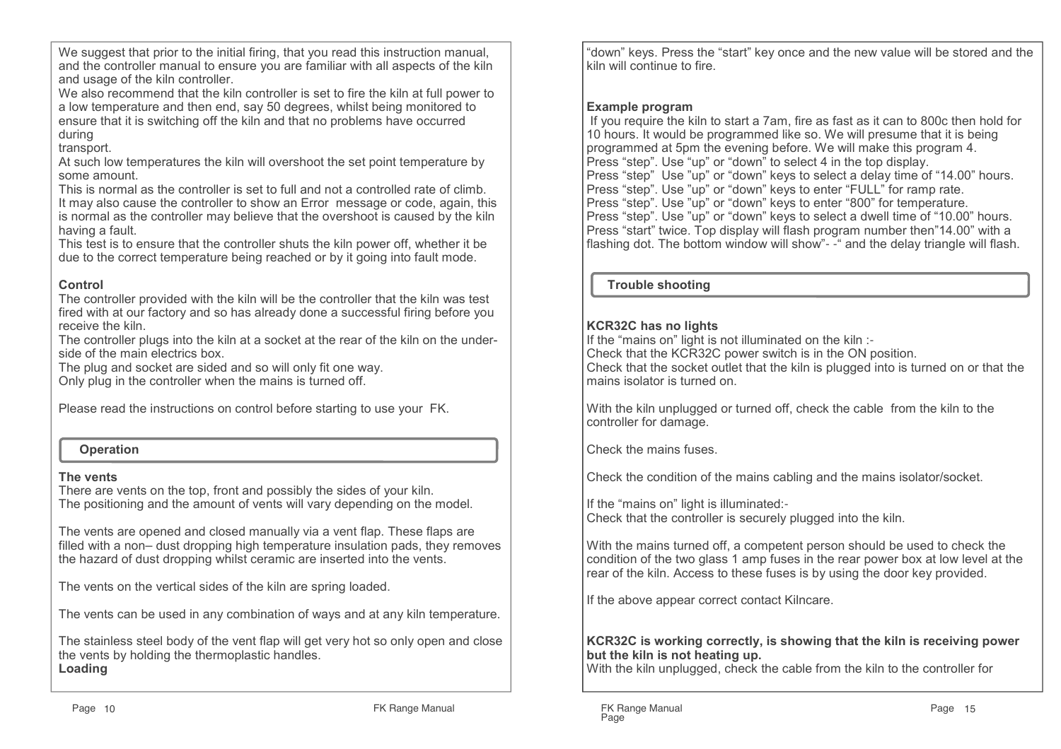We suggest that prior to the initial firing, that you read this instruction manual, and the controller manual to ensure you are familiar with all aspects of the kiln and usage of the kiln controller.
We also recommend that the kiln controller is set to fire the kiln at full power to a low temperature and then end, say 50 degrees, whilst being monitored to ensure that it is switching off the kiln and that no problems have occurred during
transport.
At such low temperatures the kiln will overshoot the set point temperature by some amount.
This is normal as the controller is set to full and not a controlled rate of climb.
It may also cause the controller to show an Error message or code, again, this is normal as the controller may believe that the overshoot is caused by the kiln having a fault.
This test is to ensure that the controller shuts the kiln power off, whether it be due to the correct temperature being reached or by it going into fault mode.

**Control**
The controller provided with the kiln will be the controller that the kiln was test fired with at our factory and so has already done a successful firing before you receive the kiln.
The controller plugs into the kiln at a socket at the rear of the kiln on the under-side of the main electrics box.
The plug and socket are sided and so will only fit one way.
Only plug in the controller when the mains is turned off.

Please read the instructions on control before starting to use your FK.

## Operation

**The vents**
There are vents on the top, front and possibly the sides of your kiln.
The positioning and the amount of vents will vary depending on the model.

The vents are opened and closed manually via a vent flap. These flaps are filled with a non– dust dropping high temperature insulation pads, they removes the hazard of dust dropping whilst ceramic are inserted into the vents.

The vents on the vertical sides of the kiln are spring loaded.

The vents can be used in any combination of ways and at any kiln temperature.

The stainless steel body of the vent flap will get very hot so only open and close the vents by holding the thermoplastic handles.
**Loading**

"down" keys. Press the "start" key once and the new value will be stored and the kiln will continue to fire.

**Example program**
If you require the kiln to start a 7am, fire as fast as it can to 800c then hold for 10 hours. It would be programmed like so. We will presume that it is being programmed at 5pm the evening before. We will make this program 4.
Press "step". Use "up" or "down" to select 4 in the top display.
Press "step" Use "up" or "down" keys to select a delay time of "14.00" hours.
Press "step". Use "up" or "down" keys to enter "FULL" for ramp rate.
Press "step". Use "up" or "down" keys to enter "800" for temperature.
Press "step". Use "up" or "down" keys to select a dwell time of "10.00" hours.
Press "start" twice. Top display will flash program number then"14.00" with a flashing dot. The bottom window will show"- -" and the delay triangle will flash.

## Trouble shooting

**KCR32C has no lights**
If the "mains on" light is not illuminated on the kiln :-
Check that the KCR32C power switch is in the ON position.
Check that the socket outlet that the kiln is plugged into is turned on or that the mains isolator is turned on.

With the kiln unplugged or turned off, check the cable from the kiln to the controller for damage.

Check the mains fuses.

Check the condition of the mains cabling and the mains isolator/socket.

If the "mains on" light is illuminated:-
Check that the controller is securely plugged into the kiln.

With the mains turned off, a competent person should be used to check the condition of the two glass 1 amp fuses in the rear power box at low level at the rear of the kiln. Access to these fuses is by using the door key provided.

If the above appear correct contact Kilncare.

**KCR32C is working correctly, is showing that the kiln is receiving power but the kiln is not heating up.**
With the kiln unplugged, check the cable from the kiln to the controller for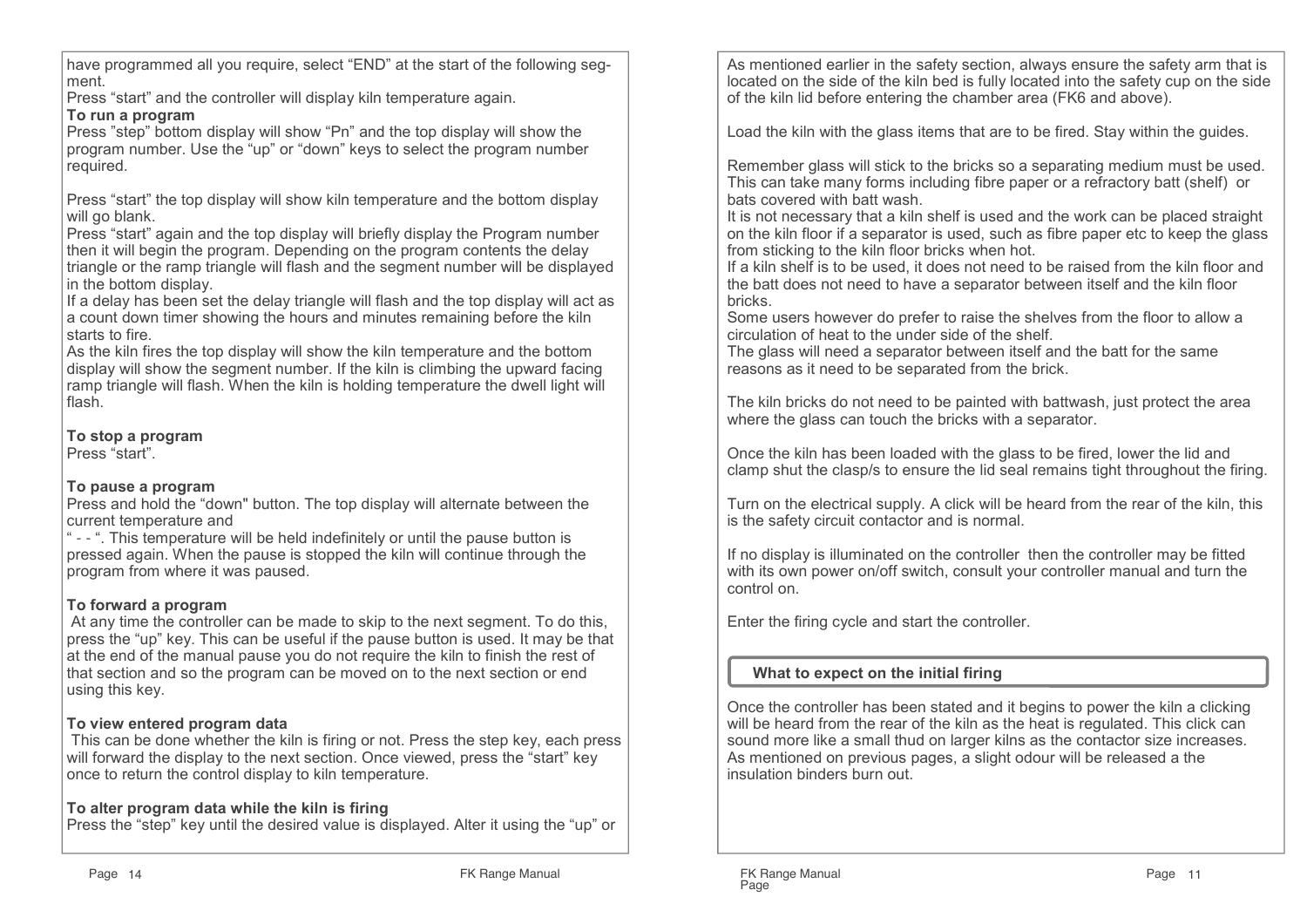have programmed all you require, select "END" at the start of the following segment.
Press "start" and the controller will display kiln temperature again.

**To run a program**

Press "step" bottom display will show "Pn" and the top display will show the program number. Use the "up" or "down" keys to select the program number required.

Press "start" the top display will show kiln temperature and the bottom display will go blank.
Press "start" again and the top display will briefly display the Program number then it will begin the program. Depending on the program contents the delay triangle or the ramp triangle will flash and the segment number will be displayed in the bottom display.
If a delay has been set the delay triangle will flash and the top display will act as a count down timer showing the hours and minutes remaining before the kiln starts to fire.
As the kiln fires the top display will show the kiln temperature and the bottom display will show the segment number. If the kiln is climbing the upward facing ramp triangle will flash. When the kiln is holding temperature the dwell light will flash.

**To stop a program**

Press "start".

**To pause a program**

Press and hold the "down" button. The top display will alternate between the current temperature and
" - - ". This temperature will be held indefinitely or until the pause button is pressed again. When the pause is stopped the kiln will continue through the program from where it was paused.

**To forward a program**

At any time the controller can be made to skip to the next segment. To do this, press the "up" key. This can be useful if the pause button is used. It may be that at the end of the manual pause you do not require the kiln to finish the rest of that section and so the program can be moved on to the next section or end using this key.

**To view entered program data**

This can be done whether the kiln is firing or not. Press the step key, each press will forward the display to the next section. Once viewed, press the "start" key once to return the control display to kiln temperature.

**To alter program data while the kiln is firing**

Press the "step" key until the desired value is displayed. Alter it using the "up" or

As mentioned earlier in the safety section, always ensure the safety arm that is located on the side of the kiln bed is fully located into the safety cup on the side of the kiln lid before entering the chamber area (FK6 and above).

Load the kiln with the glass items that are to be fired. Stay within the guides.

Remember glass will stick to the bricks so a separating medium must be used. This can take many forms including fibre paper or a refractory batt (shelf) or bats covered with batt wash.
It is not necessary that a kiln shelf is used and the work can be placed straight on the kiln floor if a separator is used, such as fibre paper etc to keep the glass from sticking to the kiln floor bricks when hot.
If a kiln shelf is to be used, it does not need to be raised from the kiln floor and the batt does not need to have a separator between itself and the kiln floor bricks.
Some users however do prefer to raise the shelves from the floor to allow a circulation of heat to the under side of the shelf.
The glass will need a separator between itself and the batt for the same reasons as it need to be separated from the brick.

The kiln bricks do not need to be painted with battwash, just protect the area where the glass can touch the bricks with a separator.

Once the kiln has been loaded with the glass to be fired, lower the lid and clamp shut the clasp/s to ensure the lid seal remains tight throughout the firing.

Turn on the electrical supply. A click will be heard from the rear of the kiln, this is the safety circuit contactor and is normal.

If no display is illuminated on the controller then the controller may be fitted with its own power on/off switch, consult your controller manual and turn the control on.

Enter the firing cycle and start the controller.

## What to expect on the initial firing

Once the controller has been stated and it begins to power the kiln a clicking will be heard from the rear of the kiln as the heat is regulated. This click can sound more like a small thud on larger kilns as the contactor size increases.
As mentioned on previous pages, a slight odour will be released a the insulation binders burn out.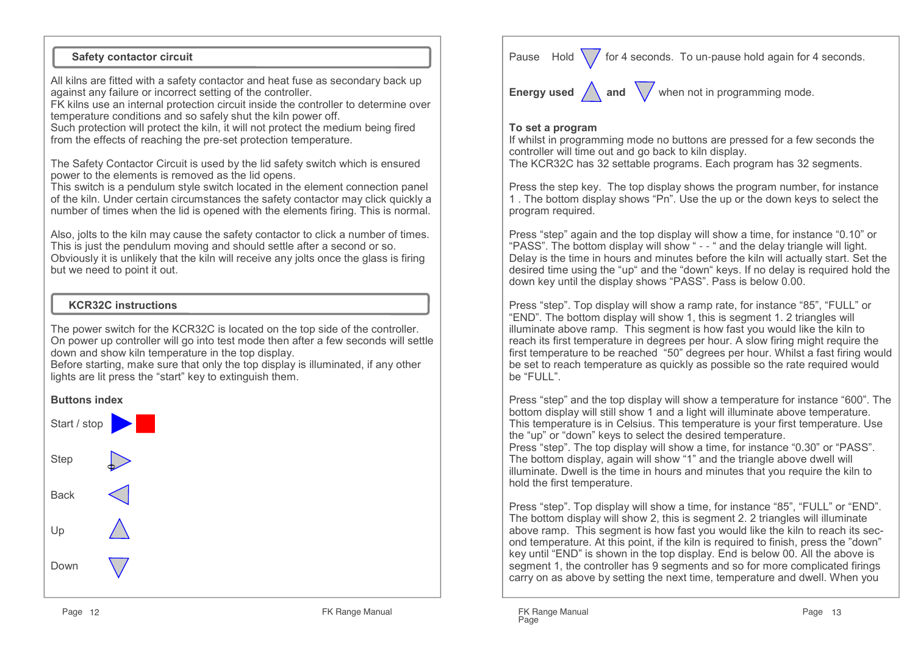## Safety contactor circuit

All kilns are fitted with a safety contactor and heat fuse as secondary back up against any failure or incorrect setting of the controller.
FK kilns use an internal protection circuit inside the controller to determine over temperature conditions and so safely shut the kiln power off.
Such protection will protect the kiln, it will not protect the medium being fired from the effects of reaching the pre-set protection temperature.

The Safety Contactor Circuit is used by the lid safety switch which is ensured power to the elements is removed as the lid opens.
This switch is a pendulum style switch located in the element connection panel of the kiln. Under certain circumstances the safety contactor may click quickly a number of times when the lid is opened with the elements firing. This is normal.

Also, jolts to the kiln may cause the safety contactor to click a number of times. This is just the pendulum moving and should settle after a second or so. Obviously it is unlikely that the kiln will receive any jolts once the glass is firing but we need to point it out.

## KCR32C instructions

The power switch for the KCR32C is located on the top side of the controller.
On power up controller will go into test mode then after a few seconds will settle down and show kiln temperature in the top display.
Before starting, make sure that only the top display is illuminated, if any other lights are lit press the “start” key to extinguish them.

**Buttons index**

Start / stop

Step

Back

Up

Down

Pause Hold ▽ for 4 seconds. To un-pause hold again for 4 seconds.

**Energy used** △ **and** ▽ when not in programming mode.

**To set a program**
If whilst in programming mode no buttons are pressed for a few seconds the controller will time out and go back to kiln display.
The KCR32C has 32 settable programs. Each program has 32 segments.

Press the step key. The top display shows the program number, for instance 1 . The bottom display shows “Pn”. Use the up or the down keys to select the program required.

Press “step” again and the top display will show a time, for instance “0.10” or “PASS”. The bottom display will show “ - - “ and the delay triangle will light. Delay is the time in hours and minutes before the kiln will actually start. Set the desired time using the “up“ and the “down“ keys. If no delay is required hold the down key until the display shows “PASS”. Pass is below 0.00.

Press “step”. Top display will show a ramp rate, for instance “85”, “FULL” or “END”. The bottom display will show 1, this is segment 1. 2 triangles will illuminate above ramp. This segment is how fast you would like the kiln to reach its first temperature in degrees per hour. A slow firing might require the first temperature to be reached “50” degrees per hour. Whilst a fast firing would be set to reach temperature as quickly as possible so the rate required would be “FULL”.

Press “step” and the top display will show a temperature for instance “600”. The bottom display will still show 1 and a light will illuminate above temperature. This temperature is in Celsius. This temperature is your first temperature. Use the “up” or “down” keys to select the desired temperature.
Press “step”. The top display will show a time, for instance “0.30” or “PASS”. The bottom display, again will show “1” and the triangle above dwell will illuminate. Dwell is the time in hours and minutes that you require the kiln to hold the first temperature.

Press “step”. Top display will show a time, for instance “85”, “FULL” or “END”. The bottom display will show 2, this is segment 2. 2 triangles will illuminate above ramp. This segment is how fast you would like the kiln to reach its second temperature. At this point, if the kiln is required to finish, press the ”down” key until “END” is shown in the top display. End is below 00. All the above is segment 1, the controller has 9 segments and so for more complicated firings carry on as above by setting the next time, temperature and dwell. When you